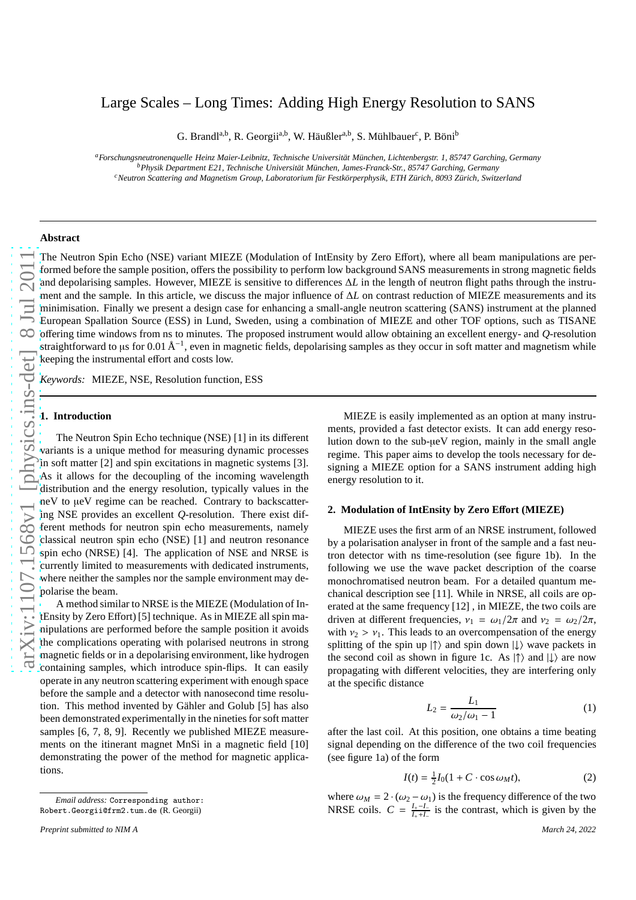# Large Scales – Long Times: Adding High Energy Resolution to SANS

G. Brandl[a,b], R. Georgii[a,b], W. Häußler[a,b], S. Mühlbauer[c], P. Böni[b]

[a] *Forschungsneutronenquelle Heinz Maier-Leibnitz, Technische Universität München, Lichtenbergstr. 1, 85747 Garching, Germany*
[b] *Physik Department E21, Technische Universität München, James-Franck-Str., 85747 Garching, Germany*
[c] *Neutron Scattering and Magnetism Group, Laboratorium für Festkörperphysik, ETH Zürich, 8093 Zürich, Switzerland*

---

**Abstract**

The Neutron Spin Echo (NSE) variant MIEZE (Modulation of IntEnsity by Zero Effort), where all beam manipulations are performed before the sample position, offers the possibility to perform low background SANS measurements in strong magnetic fields and depolarising samples. However, MIEZE is sensitive to differences $\Delta L$ in the length of neutron flight paths through the instrument and the sample. In this article, we discuss the major influence of $\Delta L$ on contrast reduction of MIEZE measurements and its minimisation. Finally we present a design case for enhancing a small-angle neutron scattering (SANS) instrument at the planned European Spallation Source (ESS) in Lund, Sweden, using a combination of MIEZE and other TOF options, such as TISANE offering time windows from ns to minutes. The proposed instrument would allow obtaining an excellent energy- and $Q$-resolution straightforward to µs for $0.01\,\text{Å}^{-1}$, even in magnetic fields, depolarising samples as they occur in soft matter and magnetism while keeping the instrumental effort and costs low.

*Keywords:* MIEZE, NSE, Resolution function, ESS

---

## 1. Introduction

The Neutron Spin Echo technique (NSE) [1] in its different variants is a unique method for measuring dynamic processes in soft matter [2] and spin excitations in magnetic systems [3]. As it allows for the decoupling of the incoming wavelength distribution and the energy resolution, typically values in the neV to µeV regime can be reached. Contrary to backscattering NSE provides an excellent $Q$-resolution. There exist different methods for neutron spin echo measurements, namely classical neutron spin echo (NSE) [1] and neutron resonance spin echo (NRSE) [4]. The application of NSE and NRSE is currently limited to measurements with dedicated instruments, where neither the samples nor the sample environment may depolarise the beam.

A method similar to NRSE is the MIEZE (Modulation of IntEnsity by Zero Effort) [5] technique. As in MIEZE all spin manipulations are performed before the sample position it avoids the complications operating with polarised neutrons in strong magnetic fields or in a depolarising environment, like hydrogen containing samples, which introduce spin-flips. It can easily operate in any neutron scattering experiment with enough space before the sample and a detector with nanosecond time resolution. This method invented by Gähler and Golub [5] has also been demonstrated experimentally in the nineties for soft matter samples [6, 7, 8, 9]. Recently we published MIEZE measurements on the itinerant magnet MnSi in a magnetic field [10] demonstrating the power of the method for magnetic applications.

MIEZE is easily implemented as an option at many instruments, provided a fast detector exists. It can add energy resolution down to the sub-µeV region, mainly in the small angle regime. This paper aims to develop the tools necessary for designing a MIEZE option for a SANS instrument adding high energy resolution to it.

## 2. Modulation of IntEnsity by Zero Effort (MIEZE)

MIEZE uses the first arm of an NRSE instrument, followed by a polarisation analyser in front of the sample and a fast neutron detector with ns time-resolution (see figure 1b). In the following we use the wave packet description of the coarse monochromatised neutron beam. For a detailed quantum mechanical description see [11]. While in NRSE, all coils are operated at the same frequency [12] , in MIEZE, the two coils are driven at different frequencies, $\nu_1 = \omega_1/2\pi$ and $\nu_2 = \omega_2/2\pi$, with $\nu_2 > \nu_1$. This leads to an overcompensation of the energy splitting of the spin up $|\uparrow\rangle$ and spin down $|\downarrow\rangle$ wave packets in the second coil as shown in figure 1c. As $|\uparrow\rangle$ and $|\downarrow\rangle$ are now propagating with different velocities, they are interfering only at the specific distance

$$L_2 = \frac{L_1}{\omega_2/\omega_1 - 1} \tag{1}$$

after the last coil. At this position, one obtains a time beating signal depending on the difference of the two coil frequencies (see figure 1a) of the form

$$I(t) = \tfrac{1}{2} I_0 (1 + C \cdot \cos \omega_M t), \tag{2}$$

where $\omega_M = 2 \cdot (\omega_2 - \omega_1)$ is the frequency difference of the two NRSE coils. $C = \frac{I_+ - I_-}{I_+ + I_-}$ is the contrast, which is given by the

---

*Email address:* Corresponding author: Robert.Georgii@frm2.tum.de (R. Georgii)

*Preprint submitted to NIM A*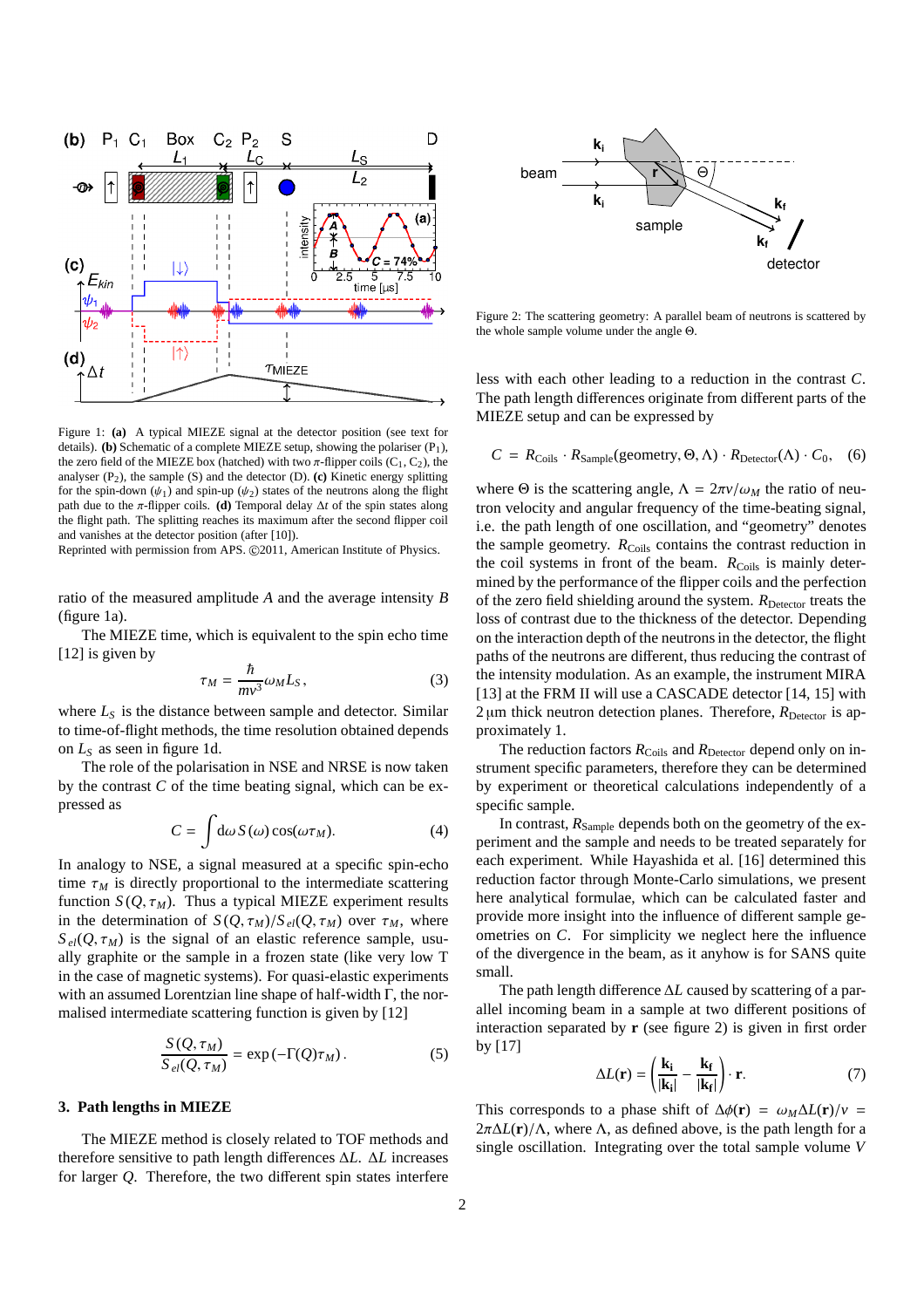Figure 1: **(a)** A typical MIEZE signal at the detector position (see text for details). **(b)** Schematic of a complete MIEZE setup, showing the polariser ($P_1$), the zero field of the MIEZE box (hatched) with two $\pi$-flipper coils ($C_1$, $C_2$), the analyser ($P_2$), the sample (S) and the detector (D). **(c)** Kinetic energy splitting for the spin-down ($\psi_1$) and spin-up ($\psi_2$) states of the neutrons along the flight path due to the $\pi$-flipper coils. **(d)** Temporal delay $\Delta t$ of the spin states along the flight path. The splitting reaches its maximum after the second flipper coil and vanishes at the detector position (after [10]).
Reprinted with permission from APS. ©2011, American Institute of Physics.

ratio of the measured amplitude $A$ and the average intensity $B$ (figure 1a).

The MIEZE time, which is equivalent to the spin echo time [12] is given by

$$\tau_M = \frac{\hbar}{mv^3}\omega_M L_S\,, \qquad (3)$$

where $L_S$ is the distance between sample and detector. Similar to time-of-flight methods, the time resolution obtained depends on $L_S$ as seen in figure 1d.

The role of the polarisation in NSE and NRSE is now taken by the contrast $C$ of the time beating signal, which can be expressed as

$$C = \int \mathrm{d}\omega\, S(\omega)\cos(\omega\tau_M). \qquad (4)$$

In analogy to NSE, a signal measured at a specific spin-echo time $\tau_M$ is directly proportional to the intermediate scattering function $S(Q,\tau_M)$. Thus a typical MIEZE experiment results in the determination of $S(Q,\tau_M)/S_{el}(Q,\tau_M)$ over $\tau_M$, where $S_{el}(Q,\tau_M)$ is the signal of an elastic reference sample, usually graphite or the sample in a frozen state (like very low T in the case of magnetic systems). For quasi-elastic experiments with an assumed Lorentzian line shape of half-width $\Gamma$, the normalised intermediate scattering function is given by [12]

$$\frac{S(Q,\tau_M)}{S_{el}(Q,\tau_M)} = \exp\left(-\Gamma(Q)\tau_M\right). \qquad (5)$$

## 3. Path lengths in MIEZE

The MIEZE method is closely related to TOF methods and therefore sensitive to path length differences $\Delta L$. $\Delta L$ increases for larger $Q$. Therefore, the two different spin states interfere less with each other leading to a reduction in the contrast $C$. The path length differences originate from different parts of the MIEZE setup and can be expressed by

Figure 2: The scattering geometry: A parallel beam of neutrons is scattered by the whole sample volume under the angle $\Theta$.

$$C = R_{\mathrm{Coils}} \cdot R_{\mathrm{Sample}}(\mathrm{geometry}, \Theta, \Lambda) \cdot R_{\mathrm{Detector}}(\Lambda) \cdot C_0, \quad (6)$$

where $\Theta$ is the scattering angle, $\Lambda = 2\pi v/\omega_M$ the ratio of neutron velocity and angular frequency of the time-beating signal, i.e. the path length of one oscillation, and "geometry" denotes the sample geometry. $R_{\mathrm{Coils}}$ contains the contrast reduction in the coil systems in front of the beam. $R_{\mathrm{Coils}}$ is mainly determined by the performance of the flipper coils and the perfection of the zero field shielding around the system. $R_{\mathrm{Detector}}$ treats the loss of contrast due to the thickness of the detector. Depending on the interaction depth of the neutrons in the detector, the flight paths of the neutrons are different, thus reducing the contrast of the intensity modulation. As an example, the instrument MIRA [13] at the FRM II will use a CASCADE detector [14, 15] with 2 µm thick neutron detection planes. Therefore, $R_{\mathrm{Detector}}$ is approximately 1.

The reduction factors $R_{\mathrm{Coils}}$ and $R_{\mathrm{Detector}}$ depend only on instrument specific parameters, therefore they can be determined by experiment or theoretical calculations independently of a specific sample.

In contrast, $R_{\mathrm{Sample}}$ depends both on the geometry of the experiment and the sample and needs to be treated separately for each experiment. While Hayashida et al. [16] determined this reduction factor through Monte-Carlo simulations, we present here analytical formulae, which can be calculated faster and provide more insight into the influence of different sample geometries on $C$. For simplicity we neglect here the influence of the divergence in the beam, as it is anyhow is for SANS quite small.

The path length difference $\Delta L$ caused by scattering of a parallel incoming beam in a sample at two different positions of interaction separated by $\mathbf{r}$ (see figure 2) is given in first order by [17]

$$\Delta L(\mathbf{r}) = \left(\frac{\mathbf{k_i}}{|\mathbf{k_i}|} - \frac{\mathbf{k_f}}{|\mathbf{k_f}|}\right)\cdot \mathbf{r}. \qquad (7)$$

This corresponds to a phase shift of $\Delta\phi(\mathbf{r}) = \omega_M \Delta L(\mathbf{r})/v = 2\pi\Delta L(\mathbf{r})/\Lambda$, where $\Lambda$, as defined above, is the path length for a single oscillation. Integrating over the total sample volume $V$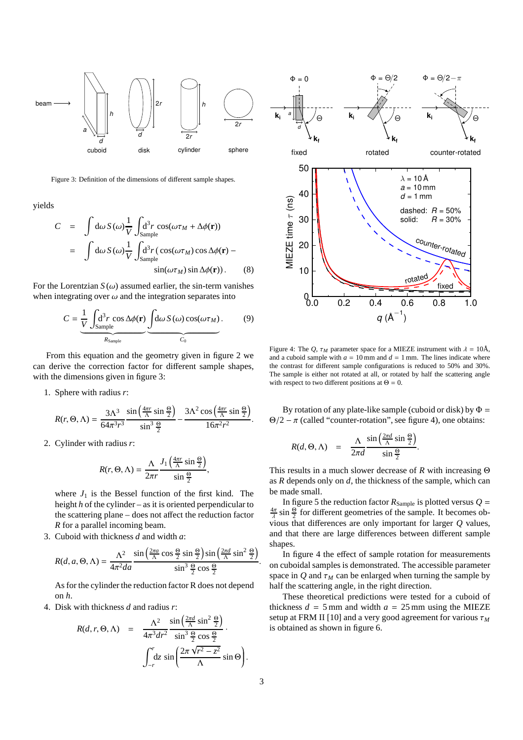Figure 3: Definition of the dimensions of different sample shapes.

yields

$$
\begin{aligned}
C &= \int \mathrm{d}\omega\, S(\omega) \frac{1}{V} \int_{\text{Sample}} \mathrm{d}^3 r \, \cos(\omega\tau_M + \Delta\phi(\mathbf{r})) \\
&= \int \mathrm{d}\omega\, S(\omega) \frac{1}{V} \int_{\text{Sample}} \mathrm{d}^3 r \, (\cos(\omega\tau_M) \cos\Delta\phi(\mathbf{r}) - \\
&\qquad \sin(\omega\tau_M) \sin\Delta\phi(\mathbf{r})) \,. \qquad (8)
\end{aligned}
$$

For the Lorentzian $S(\omega)$ assumed earlier, the sin-term vanishes when integrating over $\omega$ and the integration separates into

$$
C = \underbrace{\frac{1}{V} \int_{\text{Sample}} \mathrm{d}^3 r \, \cos\Delta\phi(\mathbf{r})}_{R_{\text{Sample}}} \underbrace{\int \mathrm{d}\omega\, S(\omega) \cos(\omega\tau_M)}_{C_0} . \qquad (9)
$$

From this equation and the geometry given in figure 2 we can derive the correction factor for different sample shapes, with the dimensions given in figure 3:

1. Sphere with radius $r$:

$$
R(r,\Theta,\Lambda) = \frac{3\Lambda^3}{64\pi^3 r^3} \frac{\sin\left(\frac{4\pi r}{\Lambda}\sin\frac{\Theta}{2}\right)}{\sin^3\frac{\Theta}{2}} - \frac{3\Lambda^2 \cos\left(\frac{4\pi r}{\Lambda}\sin\frac{\Theta}{2}\right)}{16\pi^2 r^2} .
$$

2. Cylinder with radius $r$:

$$
R(r,\Theta,\Lambda) = \frac{\Lambda}{2\pi r} \frac{J_1\left(\frac{4\pi r}{\Lambda}\sin\frac{\Theta}{2}\right)}{\sin\frac{\Theta}{2}},
$$

where $J_1$ is the Bessel function of the first kind. The height $h$ of the cylinder – as it is oriented perpendicular to the scattering plane – does not affect the reduction factor $R$ for a parallel incoming beam.

3. Cuboid with thickness $d$ and width $a$:

$$
R(d,a,\Theta,\Lambda) = \frac{\Lambda^2}{4\pi^2 da} \frac{\sin\left(\frac{2\pi a}{\Lambda}\cos\frac{\Theta}{2}\sin\frac{\Theta}{2}\right)\sin\left(\frac{2\pi d}{\Lambda}\sin^2\frac{\Theta}{2}\right)}{\sin^3\frac{\Theta}{2}\cos\frac{\Theta}{2}} .
$$

As for the cylinder the reduction factor R does not depend on $h$.

4. Disk with thickness $d$ and radius $r$:

$$
\begin{aligned}
R(d,r,\Theta,\Lambda) &= \frac{\Lambda^2}{4\pi^3 dr^2} \frac{\sin\left(\frac{2\pi d}{\Lambda}\sin^2\frac{\Theta}{2}\right)}{\sin^3\frac{\Theta}{2}\cos\frac{\Theta}{2}} \cdot \\
&\qquad \int_{-r}^{r} \mathrm{d}z \, \sin\left(\frac{2\pi\sqrt{r^2-z^2}}{\Lambda}\sin\Theta\right) .
\end{aligned}
$$

Figure 4: The $Q$, $\tau_M$ parameter space for a MIEZE instrument with $\lambda = 10$Å, and a cuboid sample with $a = 10$ mm and $d = 1$ mm. The lines indicate where the contrast for different sample configurations is reduced to 50% and 30%. The sample is either not rotated at all, or rotated by half the scattering angle with respect to two different positions at $\Theta = 0$.

By rotation of any plate-like sample (cuboid or disk) by $\Phi = \Theta/2 - \pi$ (called "counter-rotation", see figure 4), one obtains:

$$
R(d,\Theta,\Lambda) = \frac{\Lambda}{2\pi d} \frac{\sin\left(\frac{2\pi d}{\Lambda}\sin\frac{\Theta}{2}\right)}{\sin\frac{\Theta}{2}} .
$$

This results in a much slower decrease of $R$ with increasing $\Theta$ as $R$ depends only on $d$, the thickness of the sample, which can be made small.

In figure 5 the reduction factor $R_{\text{Sample}}$ is plotted versus $Q = \frac{4\pi}{\lambda}\sin\frac{\Theta}{2}$ for different geometries of the sample. It becomes obvious that differences are only important for larger $Q$ values, and that there are large differences between different sample shapes.

In figure 4 the effect of sample rotation for measurements on cuboidal samples is demonstrated. The accessible parameter space in $Q$ and $\tau_M$ can be enlarged when turning the sample by half the scattering angle, in the right direction.

These theoretical predictions were tested for a cuboid of thickness $d = 5$ mm and width $a = 25$ mm using the MIEZE setup at FRM II [10] and a very good agreement for various $\tau_M$ is obtained as shown in figure 6.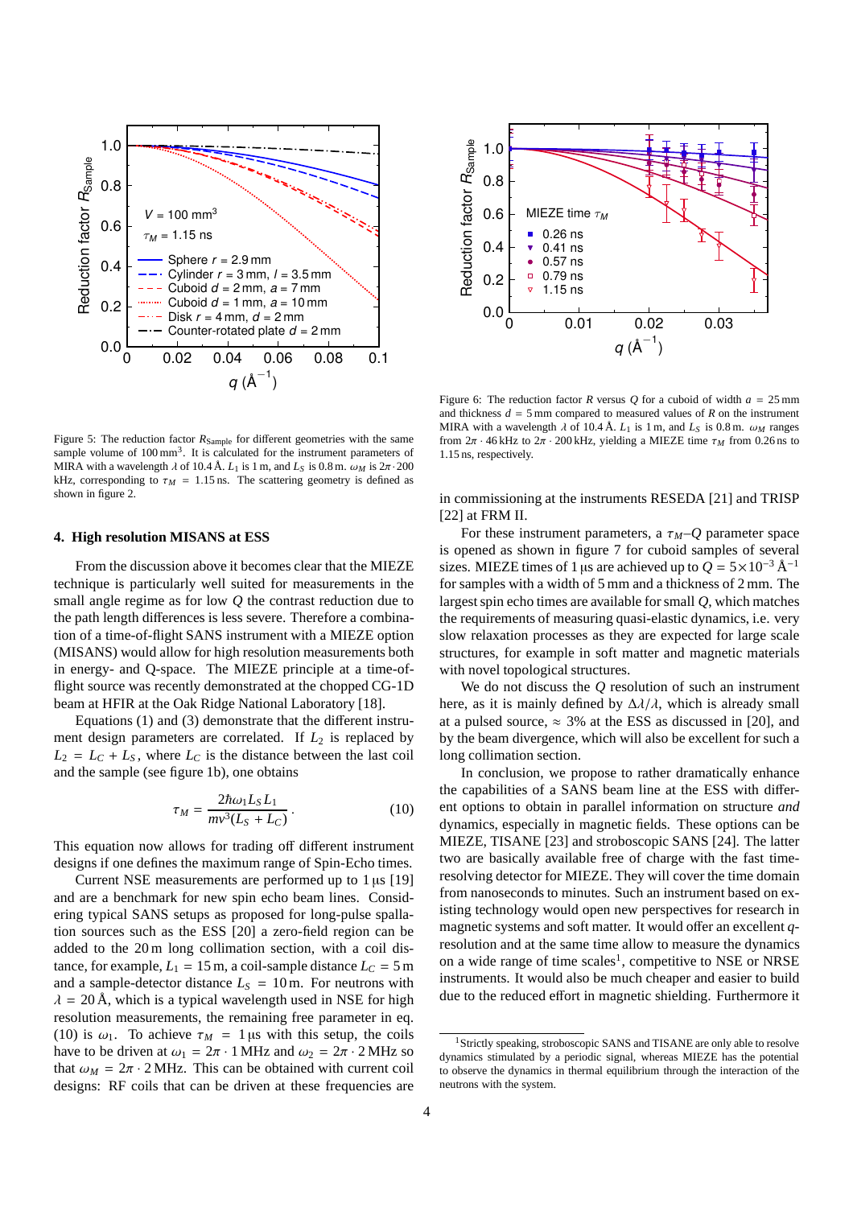Figure 5: The reduction factor $R_{\text{Sample}}$ for different geometries with the same sample volume of $100\,\text{mm}^3$. It is calculated for the instrument parameters of MIRA with a wavelength $\lambda$ of 10.4 Å. $L_1$ is 1 m, and $L_S$ is 0.8 m. $\omega_M$ is $2\pi \cdot 200$ kHz, corresponding to $\tau_M$ = 1.15 ns. The scattering geometry is defined as shown in figure 2.

Figure 6: The reduction factor $R$ versus $Q$ for a cuboid of width $a$ = 25 mm and thickness $d$ = 5 mm compared to measured values of $R$ on the instrument MIRA with a wavelength $\lambda$ of 10.4 Å. $L_1$ is 1 m, and $L_S$ is 0.8 m. $\omega_M$ ranges from $2\pi \cdot 46$ kHz to $2\pi \cdot 200$ kHz, yielding a MIEZE time $\tau_M$ from 0.26 ns to 1.15 ns, respectively.

## 4. High resolution MISANS at ESS

From the discussion above it becomes clear that the MIEZE technique is particularly well suited for measurements in the small angle regime as for low $Q$ the contrast reduction due to the path length differences is less severe. Therefore a combination of a time-of-flight SANS instrument with a MIEZE option (MISANS) would allow for high resolution measurements both in energy- and Q-space. The MIEZE principle at a time-of-flight source was recently demonstrated at the chopped CG-1D beam at HFIR at Oak Ridge National Laboratory [18].

Equations (1) and (3) demonstrate that the different instrument design parameters are correlated. If $L_2$ is replaced by $L_2 = L_C + L_S$, where $L_C$ is the distance between the last coil and the sample (see figure 1b), one obtains

$$\tau_M = \frac{2\hbar\omega_1 L_S L_1}{mv^3(L_S + L_C)}. \tag{10}$$

This equation now allows for trading off different instrument designs if one defines the maximum range of Spin-Echo times.

Current NSE measurements are performed up to 1 µs [19] and are a benchmark for new spin echo beam lines. Considering typical SANS setups as proposed for long-pulse spallation sources such as the ESS [20] a zero-field region can be added to the 20 m long collimation section, with a coil distance, for example, $L_1$ = 15 m, a coil-sample distance $L_C$ = 5 m and a sample-detector distance $L_S$ = 10 m. For neutrons with $\lambda$ = 20 Å, which is a typical wavelength used in NSE for high resolution measurements, the remaining free parameter in eq. (10) is $\omega_1$. To achieve $\tau_M$ = 1 µs with this setup, the coils have to be driven at $\omega_1 = 2\pi \cdot 1$ MHz and $\omega_2 = 2\pi \cdot 2$ MHz so that $\omega_M = 2\pi \cdot 2$ MHz. This can be obtained with current coil designs: RF coils that can be driven at these frequencies are in commissioning at the instruments RESEDA [21] and TRISP [22] at FRM II.

For these instrument parameters, a $\tau_M$–$Q$ parameter space is opened as shown in figure 7 for cuboid samples of several sizes. MIEZE times of 1 µs are achieved up to $Q = 5\times10^{-3}$ Å$^{-1}$ for samples with a width of 5 mm and a thickness of 2 mm. The largest spin echo times are available for small $Q$, which matches the requirements of measuring quasi-elastic dynamics, i.e. very slow relaxation processes as they are expected for large scale structures, for example in soft matter and magnetic materials with novel topological structures.

We do not discuss the $Q$ resolution of such an instrument here, as it is mainly defined by $\Delta\lambda/\lambda$, which is already small at a pulsed source, ≈ 3% at the ESS as discussed in [20], and by the beam divergence, which will also be excellent for such a long collimation section.

In conclusion, we propose to rather dramatically enhance the capabilities of a SANS beam line at the ESS with different options to obtain in parallel information on structure *and* dynamics, especially in magnetic fields. These options can be MIEZE, TISANE [23] and stroboscopic SANS [24]. The latter two are basically available free of charge with the fast time-resolving detector for MIEZE. They will cover the time domain from nanoseconds to minutes. Such an instrument based on existing technology would open new perspectives for research in magnetic systems and soft matter. It would offer an excellent $q$-resolution and at the same time allow to measure the dynamics on a wide range of time scales[1], competitive to NSE or NRSE instruments. It would also be much cheaper and easier to build due to the reduced effort in magnetic shielding. Furthermore it

[1] Strictly speaking, stroboscopic SANS and TISANE are only able to resolve dynamics stimulated by a periodic signal, whereas MIEZE has the potential to observe the dynamics in thermal equilibrium through the interaction of the neutrons with the system.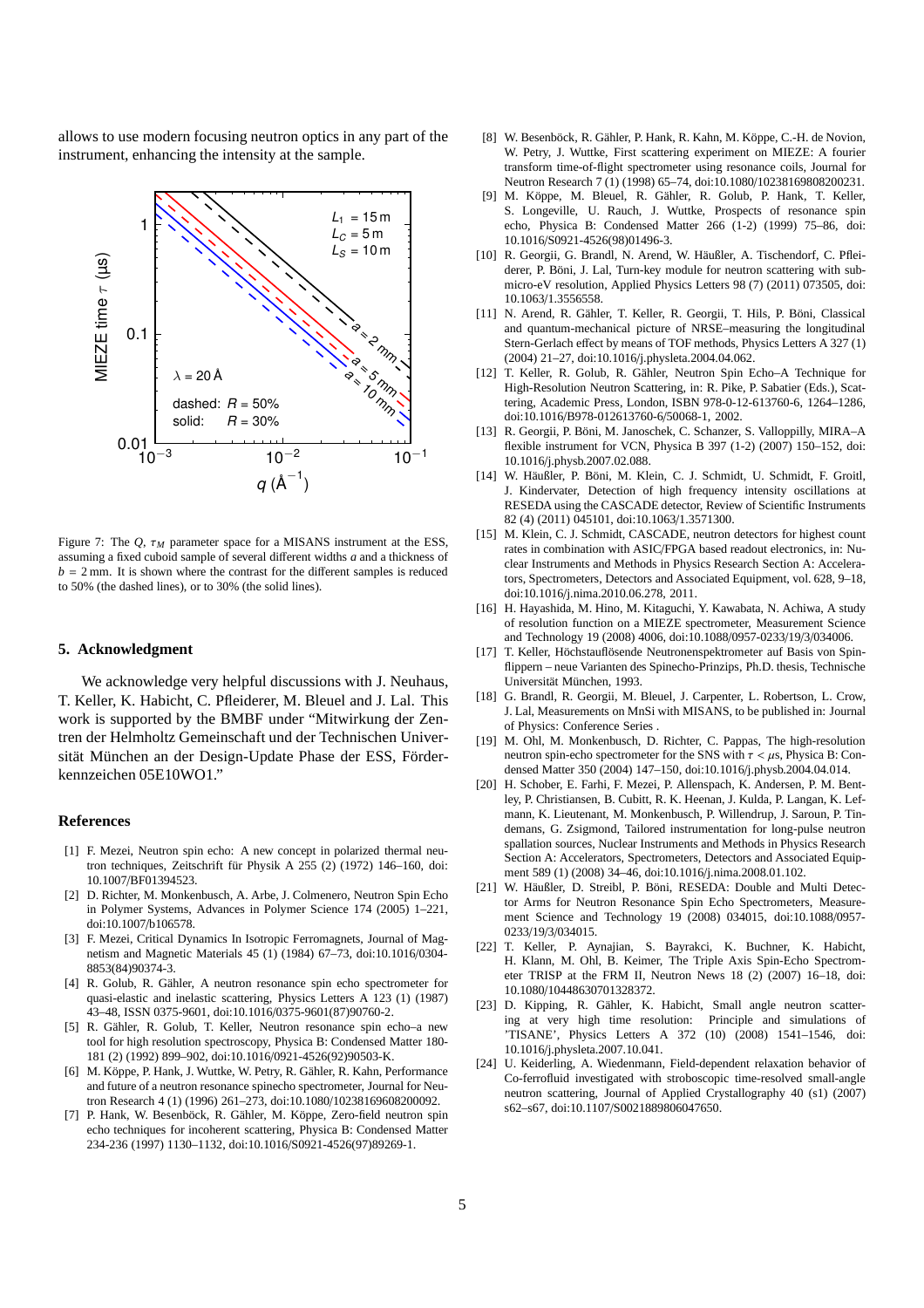allows to use modern focusing neutron optics in any part of the instrument, enhancing the intensity at the sample.

MIEZE time $\tau$ (µs)

1

0.1

0.01

$10^{-3}$

$10^{-2}$

$10^{-1}$

$q$ (Å$^{-1}$)

$L_1$ = 15 m
$L_C$ = 5 m
$L_S$ = 10 m

$a$ = 2 mm
$a$ = 5 mm
$a$ = 10 mm

$\lambda$ = 20 Å

dashed: $R$ = 50%
solid: $R$ = 30%

Figure 7: The $Q$, $\tau_M$ parameter space for a MISANS instrument at the ESS, assuming a fixed cuboid sample of several different widths $a$ and a thickness of $b = 2$ mm. It is shown where the contrast for the different samples is reduced to 50% (the dashed lines), or to 30% (the solid lines).

## 5. Acknowledgment

We acknowledge very helpful discussions with J. Neuhaus, T. Keller, K. Habicht, C. Pfleiderer, M. Bleuel and J. Lal. This work is supported by the BMBF under "Mitwirkung der Zentren der Helmholtz Gemeinschaft und der Technischen Universität München an der Design-Update Phase der ESS, Förderkennzeichen 05E10WO1."

## References

[1] F. Mezei, Neutron spin echo: A new concept in polarized thermal neutron techniques, Zeitschrift für Physik A 255 (2) (1972) 146–160, doi:10.1007/BF01394523.

[2] D. Richter, M. Monkenbusch, A. Arbe, J. Colmenero, Neutron Spin Echo in Polymer Systems, Advances in Polymer Science 174 (2005) 1–221, doi:10.1007/b106578.

[3] F. Mezei, Critical Dynamics In Isotropic Ferromagnets, Journal of Magnetism and Magnetic Materials 45 (1) (1984) 67–73, doi:10.1016/0304-8853(84)90374-3.

[4] R. Golub, R. Gähler, A neutron resonance spin echo spectrometer for quasi-elastic and inelastic scattering, Physics Letters A 123 (1) (1987) 43–48, ISSN 0375-9601, doi:10.1016/0375-9601(87)90760-2.

[5] R. Gähler, R. Golub, T. Keller, Neutron resonance spin echo–a new tool for high resolution spectroscopy, Physica B: Condensed Matter 180-181 (2) (1992) 899–902, doi:10.1016/0921-4526(92)90503-K.

[6] M. Köppe, P. Hank, J. Wuttke, W. Petry, R. Gähler, R. Kahn, Performance and future of a neutron resonance spinecho spectrometer, Journal for Neutron Research 4 (1) (1996) 261–273, doi:10.1080/10238169608200092.

[7] P. Hank, W. Besenböck, R. Gähler, M. Köppe, Zero-field neutron spin echo techniques for incoherent scattering, Physica B: Condensed Matter 234-236 (1997) 1130–1132, doi:10.1016/S0921-4526(97)89269-1.

[8] W. Besenböck, R. Gähler, P. Hank, R. Kahn, M. Köppe, C.-H. de Novion, W. Petry, J. Wuttke, First scattering experiment on MIEZE: A fourier transform time-of-flight spectrometer using resonance coils, Journal for Neutron Research 7 (1) (1998) 65–74, doi:10.1080/10238169808200231.

[9] M. Köppe, M. Bleuel, R. Gähler, R. Golub, P. Hank, T. Keller, S. Longeville, U. Rauch, J. Wuttke, Prospects of resonance spin echo, Physica B: Condensed Matter 266 (1-2) (1999) 75–86, doi:10.1016/S0921-4526(98)01496-3.

[10] R. Georgii, G. Brandl, N. Arend, W. Häußler, A. Tischendorf, C. Pfleiderer, P. Böni, J. Lal, Turn-key module for neutron scattering with sub-micro-eV resolution, Applied Physics Letters 98 (7) (2011) 073505, doi:10.1063/1.3556558.

[11] N. Arend, R. Gähler, T. Keller, R. Georgii, T. Hils, P. Böni, Classical and quantum-mechanical picture of NRSE–measuring the longitudinal Stern-Gerlach effect by means of TOF methods, Physics Letters A 327 (1) (2004) 21–27, doi:10.1016/j.physleta.2004.04.062.

[12] T. Keller, R. Golub, R. Gähler, Neutron Spin Echo–A Technique for High-Resolution Neutron Scattering, in: R. Pike, P. Sabatier (Eds.), Scattering, Academic Press, London, ISBN 978-0-12-613760-6, 1264–1286, doi:10.1016/B978-012613760-6/50068-1, 2002.

[13] R. Georgii, P. Böni, M. Janoschek, C. Schanzer, S. Valloppilly, MIRA–A flexible instrument for VCN, Physica B 397 (1-2) (2007) 150–152, doi:10.1016/j.physb.2007.02.088.

[14] W. Häußler, P. Böni, M. Klein, C. J. Schmidt, U. Schmidt, F. Groitl, J. Kindervater, Detection of high frequency intensity oscillations at RESEDA using the CASCADE detector, Review of Scientific Instruments 82 (4) (2011) 045101, doi:10.1063/1.3571300.

[15] M. Klein, C. J. Schmidt, CASCADE, neutron detectors for highest count rates in combination with ASIC/FPGA based readout electronics, in: Nuclear Instruments and Methods in Physics Research Section A: Accelerators, Spectrometers, Detectors and Associated Equipment, vol. 628, 9–18, doi:10.1016/j.nima.2010.06.278, 2011.

[16] H. Hayashida, M. Hino, M. Kitaguchi, Y. Kawabata, N. Achiwa, A study of resolution function on a MIEZE spectrometer, Measurement Science and Technology 19 (2008) 4006, doi:10.1088/0957-0233/19/3/034006.

[17] T. Keller, Höchstauflösende Neutronenspektrometer auf Basis von Spinflippern – neue Varianten des Spinecho-Prinzips, Ph.D. thesis, Technische Universität München, 1993.

[18] G. Brandl, R. Georgii, M. Bleuel, J. Carpenter, L. Robertson, L. Crow, J. Lal, Measurements on MnSi with MISANS, to be published in: Journal of Physics: Conference Series .

[19] M. Ohl, M. Monkenbusch, D. Richter, C. Pappas, The high-resolution neutron spin-echo spectrometer for the SNS with $\tau < \mu$s, Physica B: Condensed Matter 350 (2004) 147–150, doi:10.1016/j.physb.2004.04.014.

[20] H. Schober, E. Farhi, F. Mezei, P. Allenspach, K. Andersen, P. M. Bentley, P. Christiansen, B. Cubitt, R. K. Heenan, J. Kulda, P. Langan, K. Lefmann, K. Lieutenant, M. Monkenbusch, P. Willendrup, J. Saroun, P. Tindemans, G. Zsigmond, Tailored instrumentation for long-pulse neutron spallation sources, Nuclear Instruments and Methods in Physics Research Section A: Accelerators, Spectrometers, Detectors and Associated Equipment 589 (1) (2008) 34–46, doi:10.1016/j.nima.2008.01.102.

[21] W. Häußler, D. Streibl, P. Böni, RESEDA: Double and Multi Detector Arms for Neutron Resonance Spin Echo Spectrometers, Measurement Science and Technology 19 (2008) 034015, doi:10.1088/0957-0233/19/3/034015.

[22] T. Keller, P. Aynajian, S. Bayrakci, K. Buchner, K. Habicht, H. Klann, M. Ohl, B. Keimer, The Triple Axis Spin-Echo Spectrometer TRISP at the FRM II, Neutron News 18 (2) (2007) 16–18, doi:10.1080/10448630701328372.

[23] D. Kipping, R. Gähler, K. Habicht, Small angle neutron scattering at very high time resolution: Principle and simulations of 'TISANE', Physics Letters A 372 (10) (2008) 1541–1546, doi:10.1016/j.physleta.2007.10.041.

[24] U. Keiderling, A. Wiedenmann, Field-dependent relaxation behavior of Co-ferrofluid investigated with stroboscopic time-resolved small-angle neutron scattering, Journal of Applied Crystallography 40 (s1) (2007) s62–s67, doi:10.1107/S0021889806047650.